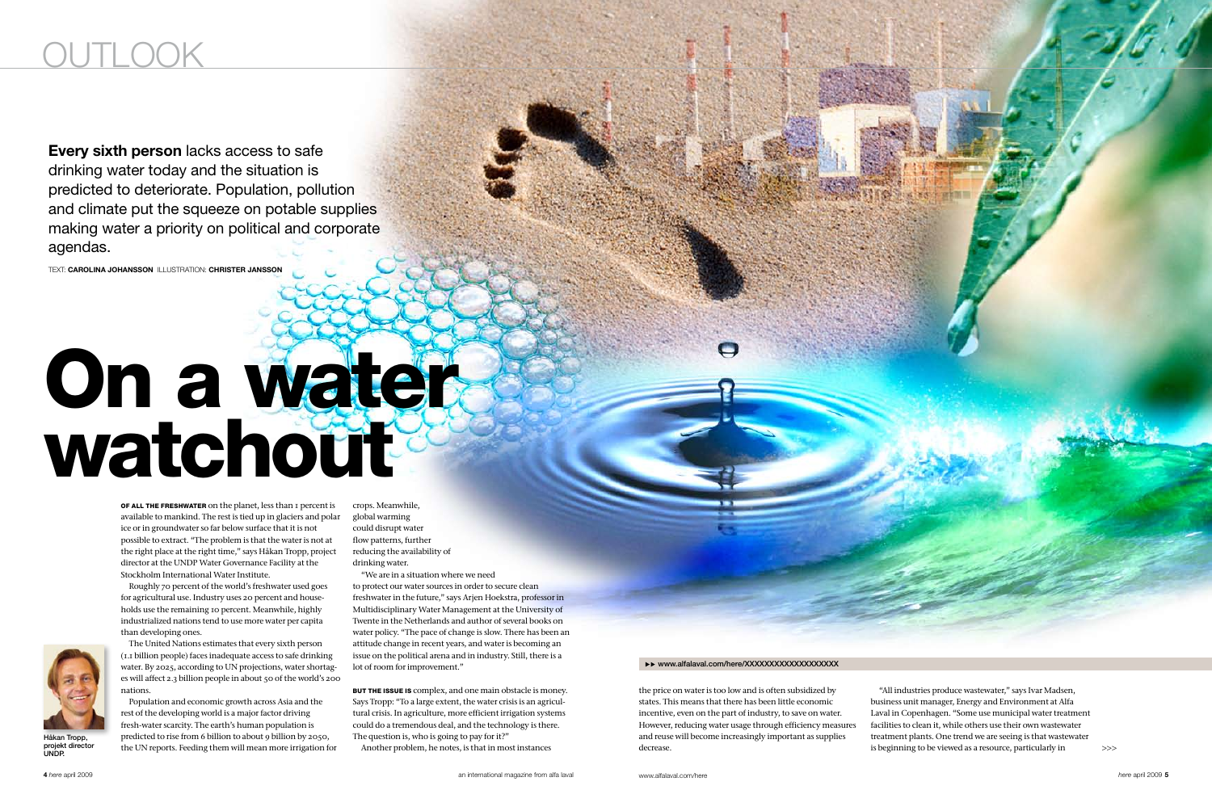OUTLOOK

**Every sixth person** lacks access to safe drinking water today and the situation is predicted to deteriorate. Population, pollution and climate put the squeeze on potable supplies making water a priority on political and corporate agendas.

TEXT: **CAROLINA JOHANSSON** ILLUSTRATION: **CHRISTER JANSSON**

# On a water watchout

**OF ALL THE FRESHWATER** on the planet, less than 1 percent is available to mankind. The rest is tied up in glaciers and polar ice or in groundwater so far below surface that it is not possible to extract. "The problem is that the water is not at the right place at the right time," says Håkan Tropp, project director at the UNDP Water Governance Facility at the Stockholm International Water Institute.

Roughly 70 percent of the world's freshwater used goes for agricultural use. Industry uses 20 percent and households use the remaining 10 percent. Meanwhile, highly industrialized nations tend to use more water per capita than developing ones.

The United Nations estimates that every sixth person (1.1 billion people) faces inadequate access to safe drinking water. By 2025, according to UN projections, water shortages will affect 2.3 billion people in about 50 of the world's 200 nations.

Population and economic growth across Asia and the rest of the developing world is a major factor driving fresh-water scarcity. The earth's human population is predicted to rise from 6 billion to about 9 billion by 2050, the UN reports. Feeding them will mean more irrigation for crops. Meanwhile, global warming could disrupt water flow patterns, further reducing the availability of drinking water.

Håkan Tropp, projekt director UNDP.

"We are in a situation where we need to protect our water sources in order to secure clean freshwater in the future," says Arjen Hoekstra, professor in Multidisciplinary Water Management at the University of Twente in the Netherlands and author of several books on water policy. "The pace of change is slow. There has been an attitude change in recent years, and water is becoming an issue on the political arena and in industry. Still, there is a lot of room for improvement."

**BUT THE ISSUE IS** complex, and one main obstacle is money. Says Tropp: "To a large extent, the water crisis is an agricultural crisis. In agriculture, more efficient irrigation systems could do a tremendous deal, and the technology is there. The question is, who is going to pay for it?"

Another problem, he notes, is that in most instances the price on water is too low and is often subsidized by states. This means that there has been little economic incentive, even on the part of industry, to save on water. However, reducing water usage through efficiency measures and reuse will become increasingly important as supplies decrease.

"All industries produce wastewater," says Ivar Madsen, business unit manager, Energy and Environment at Alfa Laval in Copenhagen. "Some use municipal water treatment facilities to clean it, while others use their own wastewater treatment plants. One trend we are seeing is that wastewater is beginning to be viewed as a resource, particularly in >>>

▶▶ www.alfalaval.com/here/XXXXXXXXXXXXXXXXXXX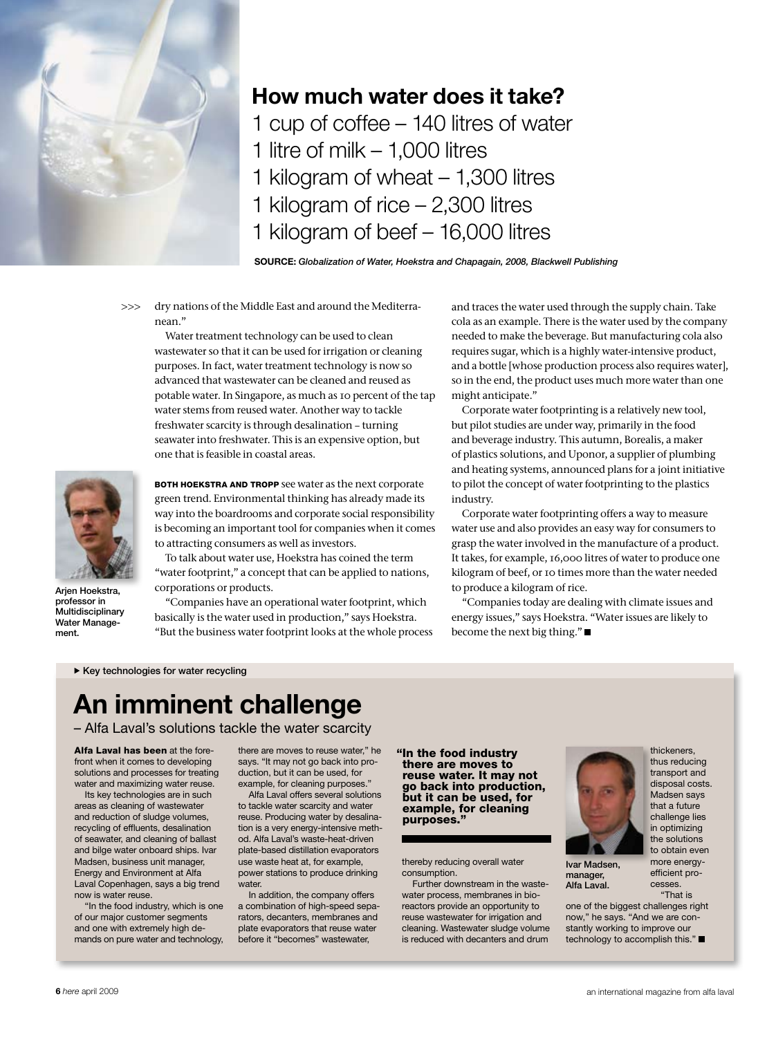## How much water does it take?

1 cup of coffee – 140 litres of water
1 litre of milk – 1,000 litres
1 kilogram of wheat – 1,300 litres
1 kilogram of rice – 2,300 litres
1 kilogram of beef – 16,000 litres

**SOURCE:** *Globalization of Water, Hoekstra and Chapagain, 2008, Blackwell Publishing*

>>> dry nations of the Middle East and around the Mediterranean."

Water treatment technology can be used to clean wastewater so that it can be used for irrigation or cleaning purposes. In fact, water treatment technology is now so advanced that wastewater can be cleaned and reused as potable water. In Singapore, as much as 10 percent of the tap water stems from reused water. Another way to tackle freshwater scarcity is through desalination – turning seawater into freshwater. This is an expensive option, but one that is feasible in coastal areas.

Arjen Hoekstra, professor in Multidisciplinary Water Management.

**BOTH HOEKSTRA AND TROPP** see water as the next corporate green trend. Environmental thinking has already made its way into the boardrooms and corporate social responsibility is becoming an important tool for companies when it comes to attracting consumers as well as investors.

To talk about water use, Hoekstra has coined the term "water footprint," a concept that can be applied to nations, corporations or products.

"Companies have an operational water footprint, which basically is the water used in production," says Hoekstra. "But the business water footprint looks at the whole process and traces the water used through the supply chain. Take cola as an example. There is the water used by the company needed to make the beverage. But manufacturing cola also requires sugar, which is a highly water-intensive product, and a bottle [whose production process also requires water], so in the end, the product uses much more water than one might anticipate."

Corporate water footprinting is a relatively new tool, but pilot studies are under way, primarily in the food and beverage industry. This autumn, Borealis, a maker of plastics solutions, and Uponor, a supplier of plumbing and heating systems, announced plans for a joint initiative to pilot the concept of water footprinting to the plastics industry.

Corporate water footprinting offers a way to measure water use and also provides an easy way for consumers to grasp the water involved in the manufacture of a product. It takes, for example, 16,000 litres of water to produce one kilogram of beef, or 10 times more than the water needed to produce a kilogram of rice.

"Companies today are dealing with climate issues and energy issues," says Hoekstra. "Water issues are likely to become the next big thing." ■

▸ Key technologies for water recycling

# An imminent challenge

– Alfa Laval's solutions tackle the water scarcity

**Alfa Laval has been** at the forefront when it comes to developing solutions and processes for treating water and maximizing water reuse.

Its key technologies are in such areas as cleaning of wastewater and reduction of sludge volumes, recycling of effluents, desalination of seawater, and cleaning of ballast and bilge water onboard ships. Ivar Madsen, business unit manager, Energy and Environment at Alfa Laval Copenhagen, says a big trend now is water reuse.

"In the food industry, which is one of our major customer segments and one with extremely high demands on pure water and technology, there are moves to reuse water," he says. "It may not go back into production, but it can be used, for example, for cleaning purposes."

Alfa Laval offers several solutions to tackle water scarcity and water reuse. Producing water by desalination is a very energy-intensive method. Alfa Laval's waste-heat-driven plate-based distillation evaporators use waste heat at, for example, power stations to produce drinking water.

In addition, the company offers a combination of high-speed separators, decanters, membranes and plate evaporators that reuse water before it "becomes" wastewater, thereby reducing overall water consumption.

**"In the food industry there are moves to reuse water. It may not go back into production, but it can be used, for example, for cleaning purposes."**

Further downstream in the wastewater process, membranes in bioreactors provide an opportunity to reuse wastewater for irrigation and cleaning. Wastewater sludge volume is reduced with decanters and drum thickeners, thus reducing transport and disposal costs. Madsen says that a future challenge lies in optimizing the solutions to obtain even more energy-efficient processes.

Ivar Madsen, manager, Alfa Laval.

"That is one of the biggest challenges right now," he says. "And we are constantly working to improve our technology to accomplish this." ■